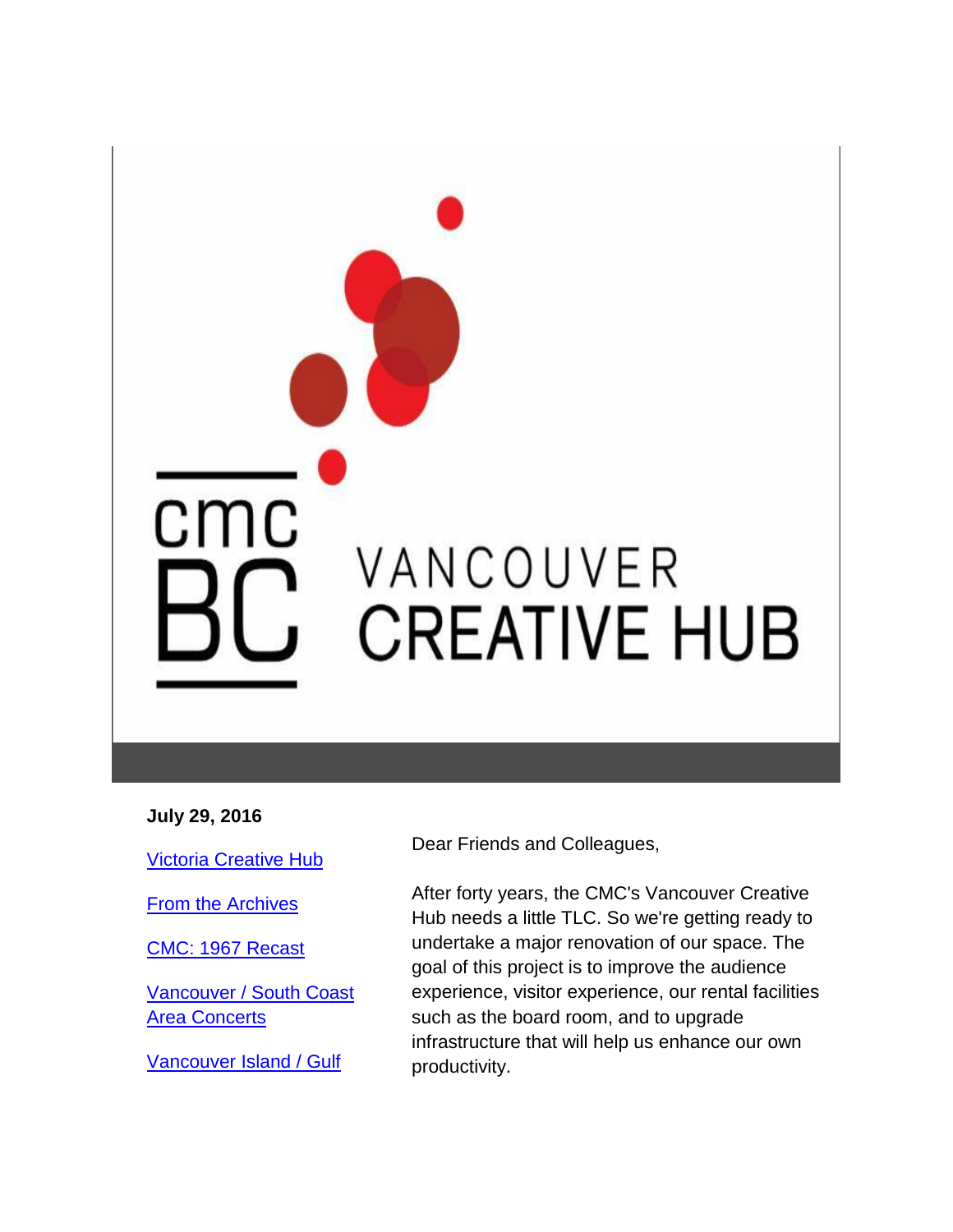CMC BC

VANCOUVER CREATIVE HUB

**July 29, 2016**

Victoria Creative Hub

From the Archives

CMC: 1967 Recast

Vancouver / South Coast Area Concerts

Vancouver Island / Gulf

Dear Friends and Colleagues,

After forty years, the CMC's Vancouver Creative Hub needs a little TLC. So we're getting ready to undertake a major renovation of our space. The goal of this project is to improve the audience experience, visitor experience, our rental facilities such as the board room, and to upgrade infrastructure that will help us enhance our own productivity.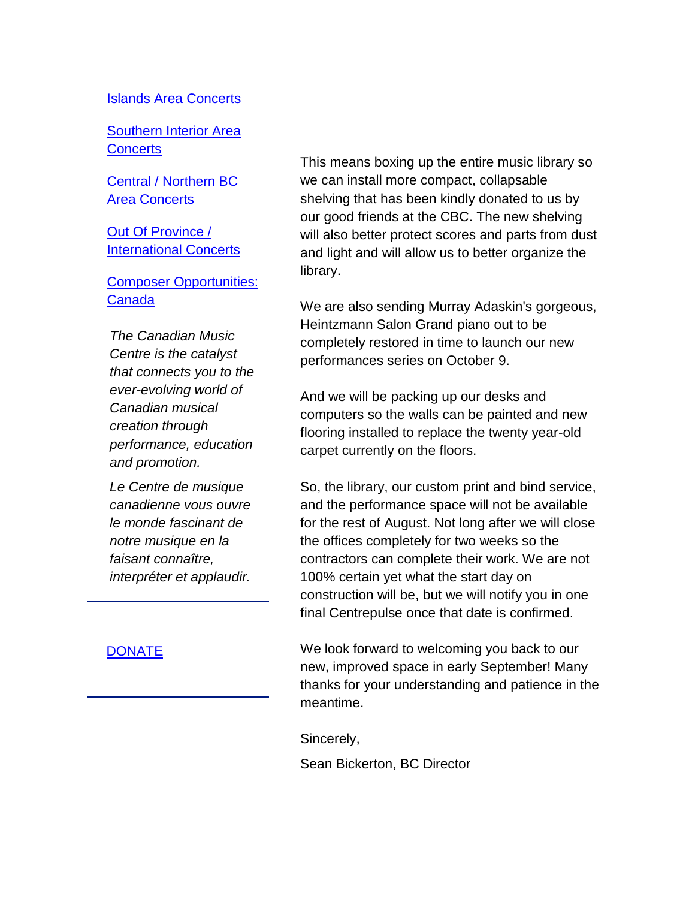Islands Area Concerts

Southern Interior Area Concerts

Central / Northern BC Area Concerts

Out Of Province / International Concerts

Composer Opportunities: Canada

---

*The Canadian Music Centre is the catalyst that connects you to the ever-evolving world of Canadian musical creation through performance, education and promotion.*

*Le Centre de musique canadienne vous ouvre le monde fascinant de notre musique en la faisant connaître, interpréter et applaudir.*

---

DONATE

---

This means boxing up the entire music library so we can install more compact, collapsable shelving that has been kindly donated to us by our good friends at the CBC. The new shelving will also better protect scores and parts from dust and light and will allow us to better organize the library.

We are also sending Murray Adaskin's gorgeous, Heintzmann Salon Grand piano out to be completely restored in time to launch our new performances series on October 9.

And we will be packing up our desks and computers so the walls can be painted and new flooring installed to replace the twenty year-old carpet currently on the floors.

So, the library, our custom print and bind service, and the performance space will not be available for the rest of August. Not long after we will close the offices completely for two weeks so the contractors can complete their work. We are not 100% certain yet what the start day on construction will be, but we will notify you in one final Centrepulse once that date is confirmed.

We look forward to welcoming you back to our new, improved space in early September! Many thanks for your understanding and patience in the meantime.

Sincerely,

Sean Bickerton, BC Director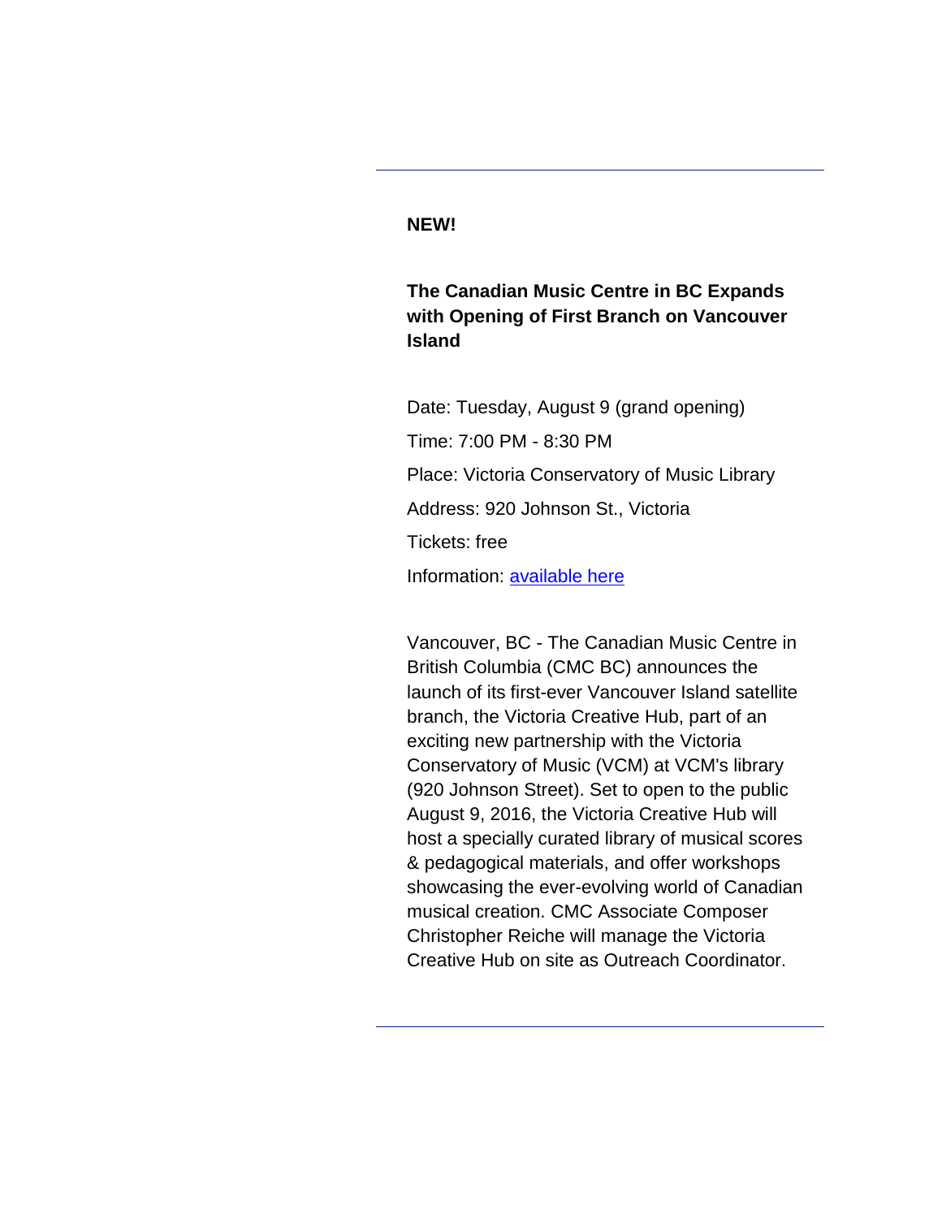**NEW!**

## The Canadian Music Centre in BC Expands with Opening of First Branch on Vancouver Island

Date: Tuesday, August 9 (grand opening)

Time: 7:00 PM - 8:30 PM

Place: Victoria Conservatory of Music Library

Address: 920 Johnson St., Victoria

Tickets: free

Information: available here

Vancouver, BC - The Canadian Music Centre in British Columbia (CMC BC) announces the launch of its first-ever Vancouver Island satellite branch, the Victoria Creative Hub, part of an exciting new partnership with the Victoria Conservatory of Music (VCM) at VCM's library (920 Johnson Street). Set to open to the public August 9, 2016, the Victoria Creative Hub will host a specially curated library of musical scores & pedagogical materials, and offer workshops showcasing the ever-evolving world of Canadian musical creation. CMC Associate Composer Christopher Reiche will manage the Victoria Creative Hub on site as Outreach Coordinator.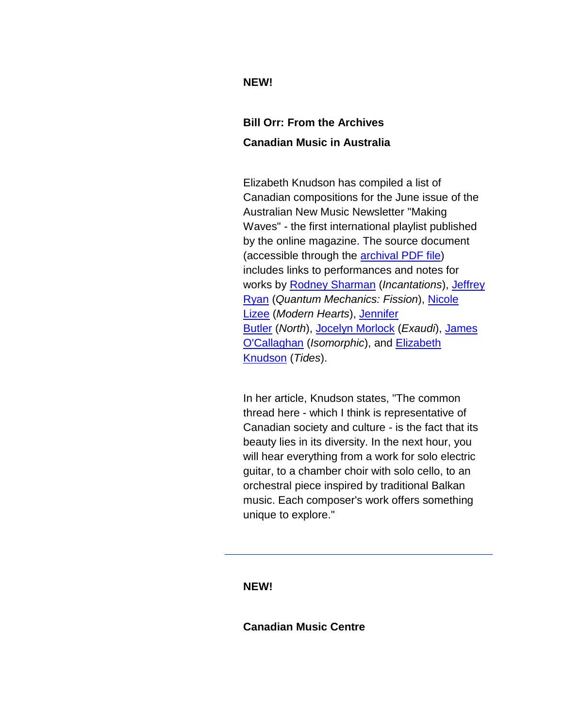**NEW!**

**Bill Orr: From the Archives**

**Canadian Music in Australia**

Elizabeth Knudson has compiled a list of Canadian compositions for the June issue of the Australian New Music Newsletter "Making Waves" - the first international playlist published by the online magazine. The source document (accessible through the archival PDF file) includes links to performances and notes for works by Rodney Sharman (*Incantations*), Jeffrey Ryan (*Quantum Mechanics: Fission*), Nicole Lizee (*Modern Hearts*), Jennifer Butler (*North*), Jocelyn Morlock (*Exaudi*), James O'Callaghan (*Isomorphic*), and Elizabeth Knudson (*Tides*).

In her article, Knudson states, "The common thread here - which I think is representative of Canadian society and culture - is the fact that its beauty lies in its diversity. In the next hour, you will hear everything from a work for solo electric guitar, to a chamber choir with solo cello, to an orchestral piece inspired by traditional Balkan music. Each composer's work offers something unique to explore."

---

**NEW!**

**Canadian Music Centre**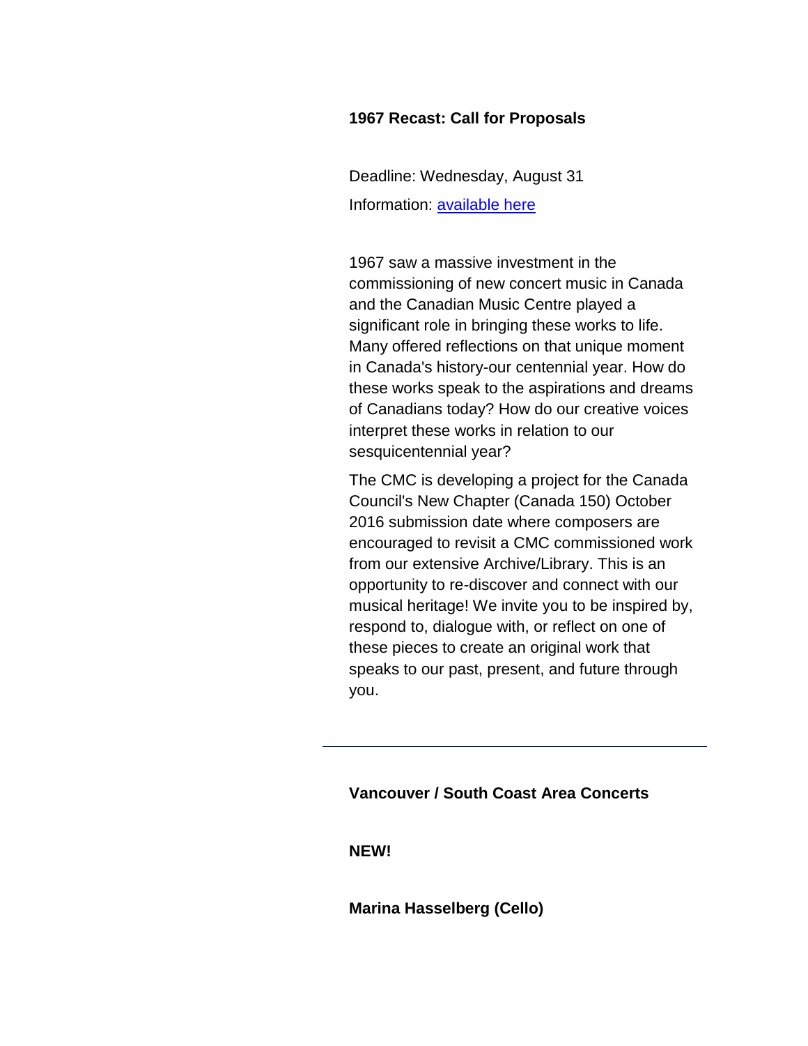**1967 Recast: Call for Proposals**

Deadline: Wednesday, August 31

Information: [available here]

1967 saw a massive investment in the commissioning of new concert music in Canada and the Canadian Music Centre played a significant role in bringing these works to life. Many offered reflections on that unique moment in Canada's history-our centennial year. How do these works speak to the aspirations and dreams of Canadians today? How do our creative voices interpret these works in relation to our sesquicentennial year?

The CMC is developing a project for the Canada Council's New Chapter (Canada 150) October 2016 submission date where composers are encouraged to revisit a CMC commissioned work from our extensive Archive/Library. This is an opportunity to re-discover and connect with our musical heritage! We invite you to be inspired by, respond to, dialogue with, or reflect on one of these pieces to create an original work that speaks to our past, present, and future through you.

---

**Vancouver / South Coast Area Concerts**

**NEW!**

**Marina Hasselberg (Cello)**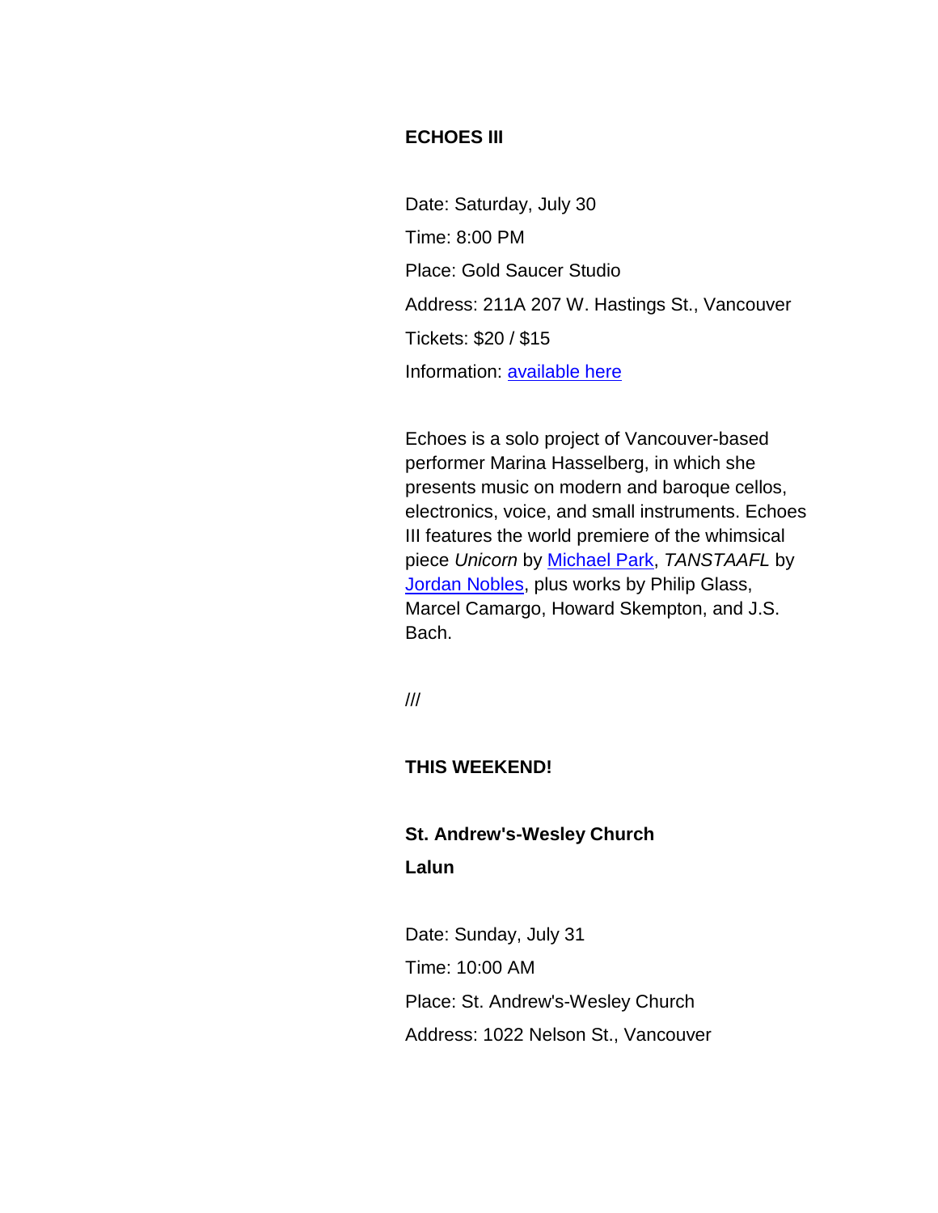**ECHOES III**

Date: Saturday, July 30

Time: 8:00 PM

Place: Gold Saucer Studio

Address: 211A 207 W. Hastings St., Vancouver

Tickets: $20 / $15

Information: available here

Echoes is a solo project of Vancouver-based performer Marina Hasselberg, in which she presents music on modern and baroque cellos, electronics, voice, and small instruments. Echoes III features the world premiere of the whimsical piece *Unicorn* by Michael Park, *TANSTAAFL* by Jordan Nobles, plus works by Philip Glass, Marcel Camargo, Howard Skempton, and J.S. Bach.

///

**THIS WEEKEND!**

**St. Andrew's-Wesley Church**

**Lalun**

Date: Sunday, July 31

Time: 10:00 AM

Place: St. Andrew's-Wesley Church

Address: 1022 Nelson St., Vancouver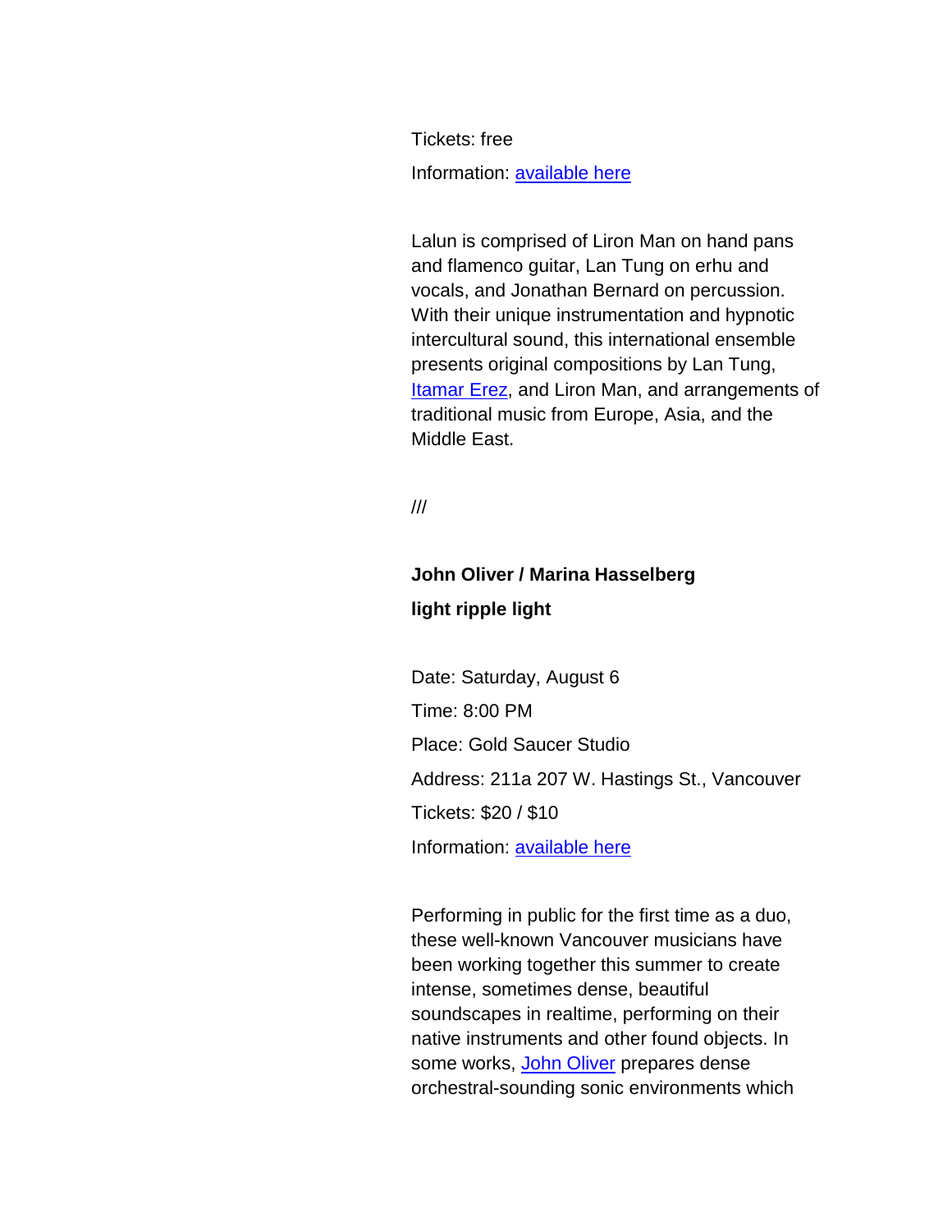Tickets: free

Information: [available here]

Lalun is comprised of Liron Man on hand pans and flamenco guitar, Lan Tung on erhu and vocals, and Jonathan Bernard on percussion. With their unique instrumentation and hypnotic intercultural sound, this international ensemble presents original compositions by Lan Tung, [Itamar Erez], and Liron Man, and arrangements of traditional music from Europe, Asia, and the Middle East.

///

**John Oliver / Marina Hasselberg**

**light ripple light**

Date: Saturday, August 6

Time: 8:00 PM

Place: Gold Saucer Studio

Address: 211a 207 W. Hastings St., Vancouver

Tickets: $20 / $10

Information: [available here]

Performing in public for the first time as a duo, these well-known Vancouver musicians have been working together this summer to create intense, sometimes dense, beautiful soundscapes in realtime, performing on their native instruments and other found objects. In some works, [John Oliver] prepares dense orchestral-sounding sonic environments which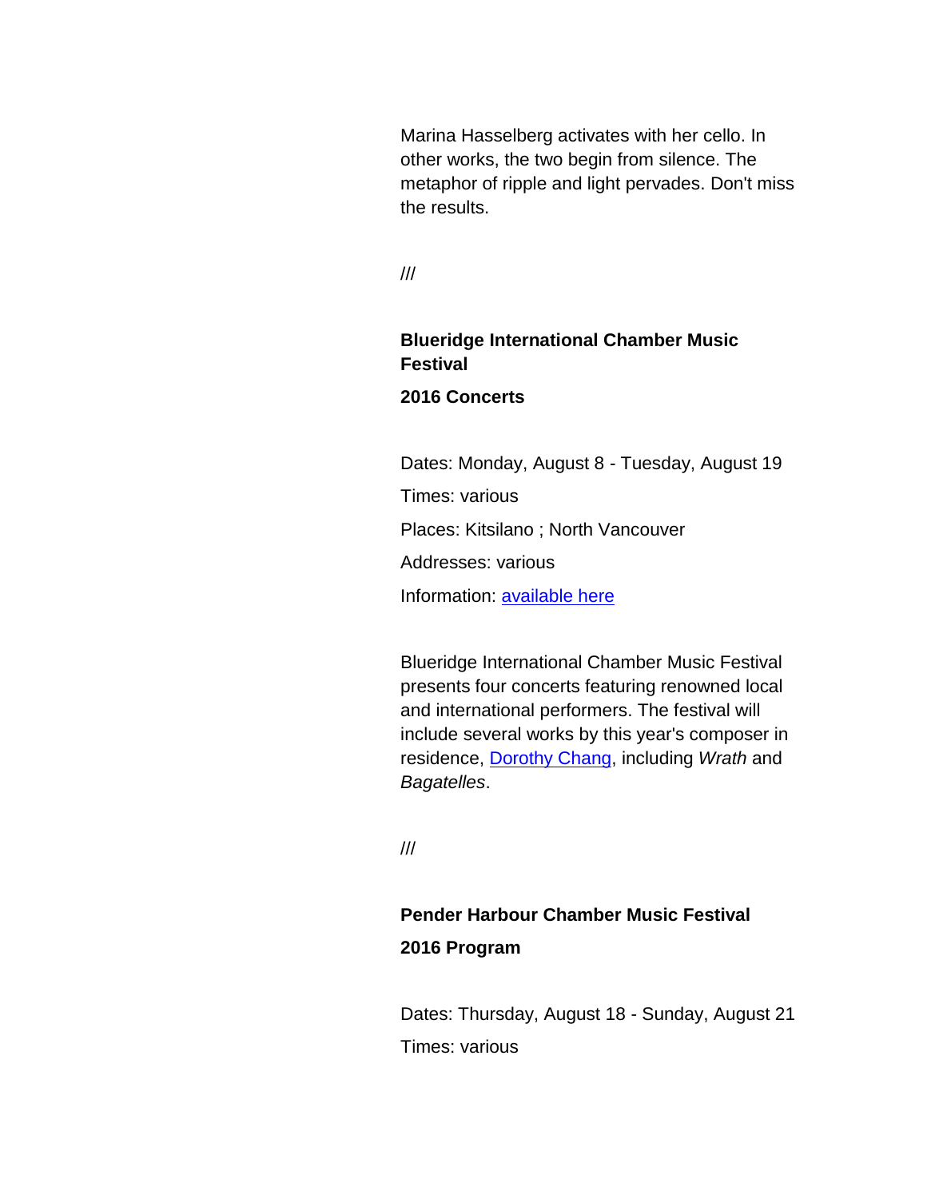Marina Hasselberg activates with her cello. In other works, the two begin from silence. The metaphor of ripple and light pervades. Don't miss the results.

///

**Blueridge International Chamber Music Festival**

**2016 Concerts**

Dates: Monday, August 8 - Tuesday, August 19

Times: various

Places: Kitsilano ; North Vancouver

Addresses: various

Information: [available here]

Blueridge International Chamber Music Festival presents four concerts featuring renowned local and international performers. The festival will include several works by this year's composer in residence, [Dorothy Chang], including *Wrath* and *Bagatelles*.

///

**Pender Harbour Chamber Music Festival**

**2016 Program**

Dates: Thursday, August 18 - Sunday, August 21

Times: various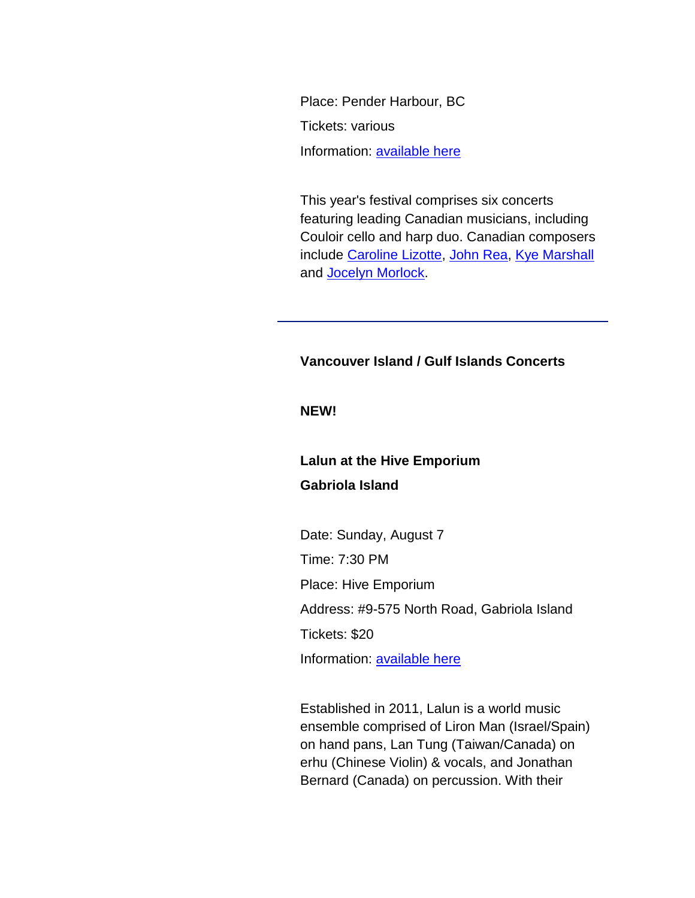Place: Pender Harbour, BC

Tickets: various

Information: [available here]

This year's festival comprises six concerts featuring leading Canadian musicians, including Couloir cello and harp duo. Canadian composers include [Caroline Lizotte], [John Rea], [Kye Marshall] and [Jocelyn Morlock].

---

**Vancouver Island / Gulf Islands Concerts**

**NEW!**

**Lalun at the Hive Emporium**

**Gabriola Island**

Date: Sunday, August 7

Time: 7:30 PM

Place: Hive Emporium

Address: #9-575 North Road, Gabriola Island

Tickets: $20

Information: [available here]

Established in 2011, Lalun is a world music ensemble comprised of Liron Man (Israel/Spain) on hand pans, Lan Tung (Taiwan/Canada) on erhu (Chinese Violin) & vocals, and Jonathan Bernard (Canada) on percussion. With their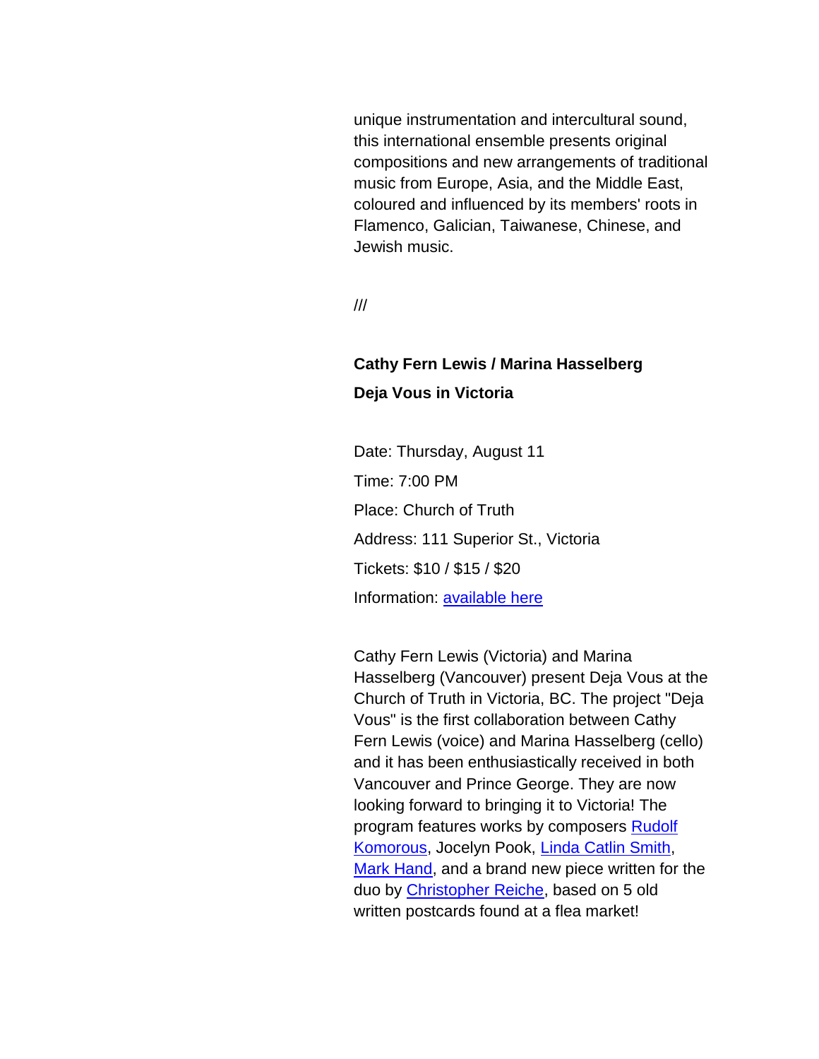unique instrumentation and intercultural sound, this international ensemble presents original compositions and new arrangements of traditional music from Europe, Asia, and the Middle East, coloured and influenced by its members' roots in Flamenco, Galician, Taiwanese, Chinese, and Jewish music.

///

**Cathy Fern Lewis / Marina Hasselberg**

**Deja Vous in Victoria**

Date: Thursday, August 11

Time: 7:00 PM

Place: Church of Truth

Address: 111 Superior St., Victoria

Tickets: $10 / $15 / $20

Information: available here

Cathy Fern Lewis (Victoria) and Marina Hasselberg (Vancouver) present Deja Vous at the Church of Truth in Victoria, BC. The project "Deja Vous" is the first collaboration between Cathy Fern Lewis (voice) and Marina Hasselberg (cello) and it has been enthusiastically received in both Vancouver and Prince George. They are now looking forward to bringing it to Victoria! The program features works by composers Rudolf Komorous, Jocelyn Pook, Linda Catlin Smith, Mark Hand, and a brand new piece written for the duo by Christopher Reiche, based on 5 old written postcards found at a flea market!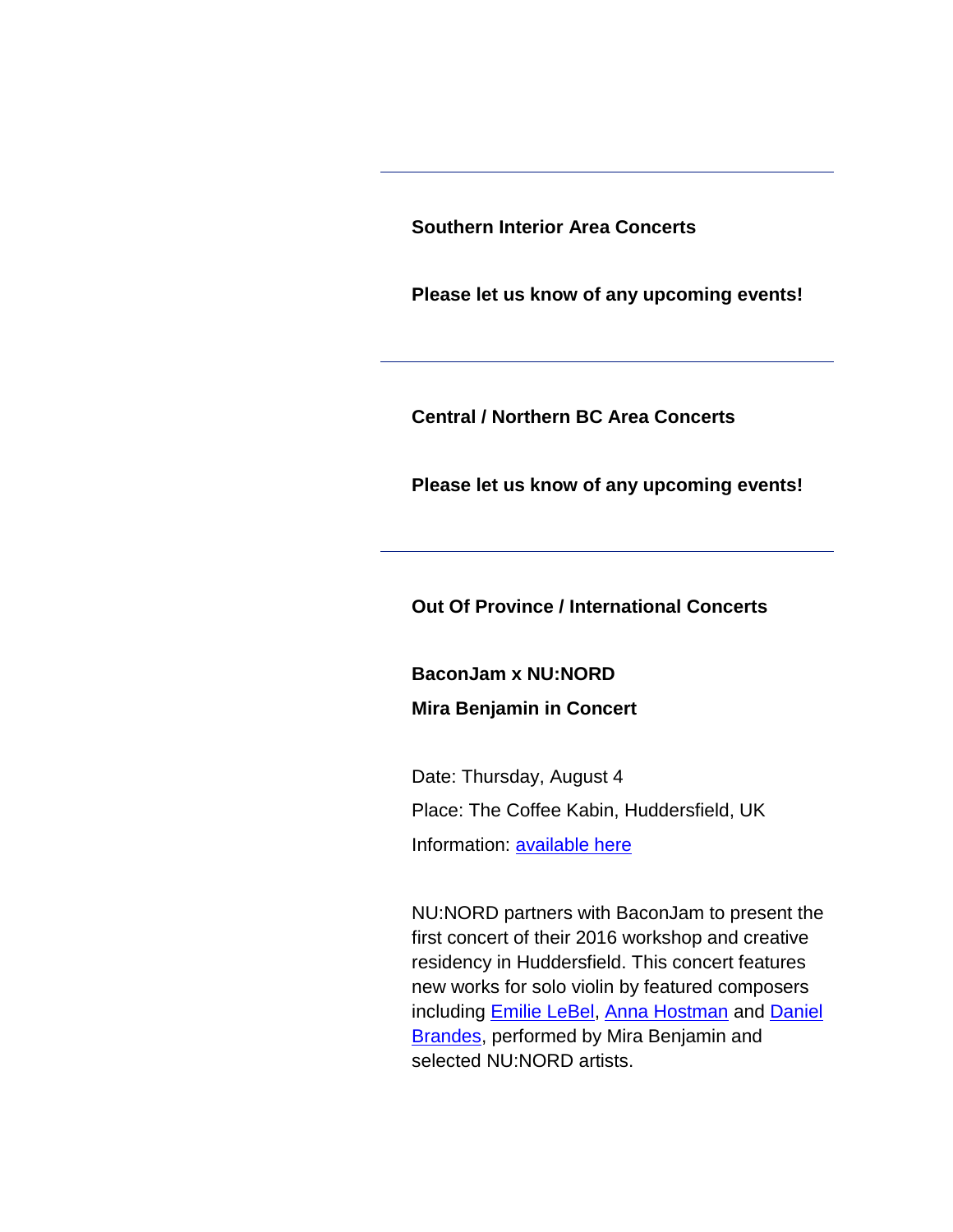---

**Southern Interior Area Concerts**

**Please let us know of any upcoming events!**

---

**Central / Northern BC Area Concerts**

**Please let us know of any upcoming events!**

---

**Out Of Province / International Concerts**

**BaconJam x NU:NORD**
**Mira Benjamin in Concert**

Date: Thursday, August 4
Place: The Coffee Kabin, Huddersfield, UK
Information: available here

NU:NORD partners with BaconJam to present the first concert of their 2016 workshop and creative residency in Huddersfield. This concert features new works for solo violin by featured composers including Emilie LeBel, Anna Hostman and Daniel Brandes, performed by Mira Benjamin and selected NU:NORD artists.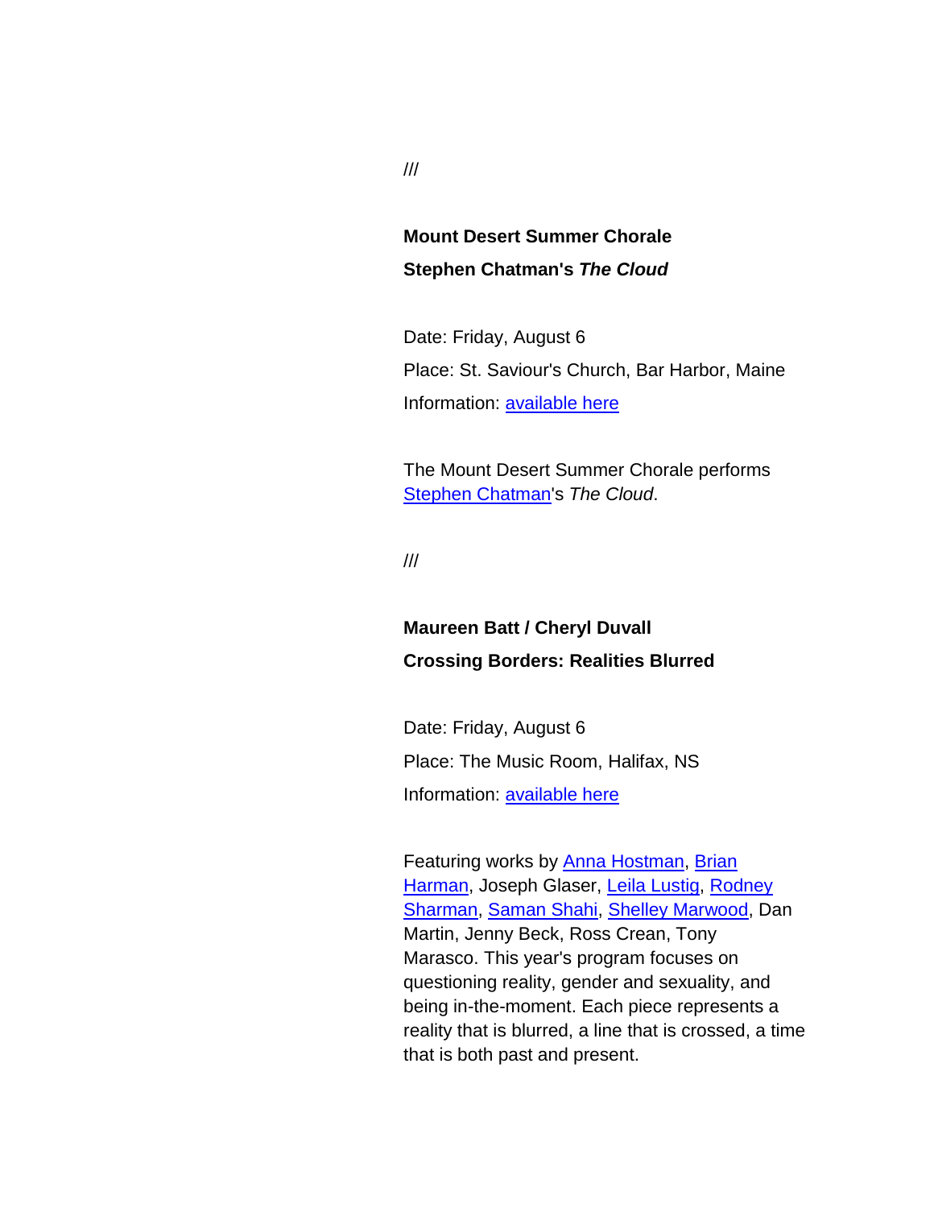///

**Mount Desert Summer Chorale**
**Stephen Chatman's *The Cloud***

Date: Friday, August 6
Place: St. Saviour's Church, Bar Harbor, Maine
Information: available here

The Mount Desert Summer Chorale performs Stephen Chatman's *The Cloud*.

///

**Maureen Batt / Cheryl Duvall**
**Crossing Borders: Realities Blurred**

Date: Friday, August 6
Place: The Music Room, Halifax, NS
Information: available here

Featuring works by Anna Hostman, Brian Harman, Joseph Glaser, Leila Lustig, Rodney Sharman, Saman Shahi, Shelley Marwood, Dan Martin, Jenny Beck, Ross Crean, Tony Marasco. This year's program focuses on questioning reality, gender and sexuality, and being in-the-moment. Each piece represents a reality that is blurred, a line that is crossed, a time that is both past and present.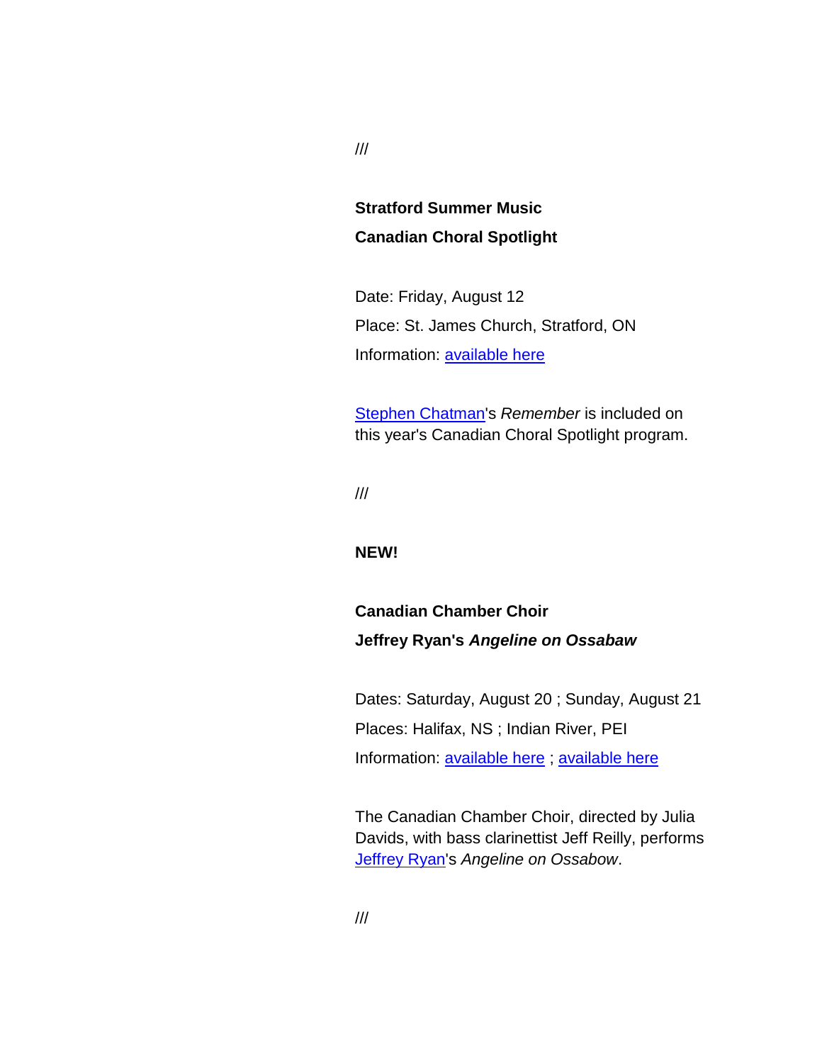///

**Stratford Summer Music**
**Canadian Choral Spotlight**

Date: Friday, August 12
Place: St. James Church, Stratford, ON
Information: available here

Stephen Chatman's *Remember* is included on this year's Canadian Choral Spotlight program.

///

**NEW!**

**Canadian Chamber Choir**
**Jeffrey Ryan's *Angeline on Ossabaw***

Dates: Saturday, August 20 ; Sunday, August 21
Places: Halifax, NS ; Indian River, PEI
Information: available here ; available here

The Canadian Chamber Choir, directed by Julia Davids, with bass clarinettist Jeff Reilly, performs Jeffrey Ryan's *Angeline on Ossabow*.

///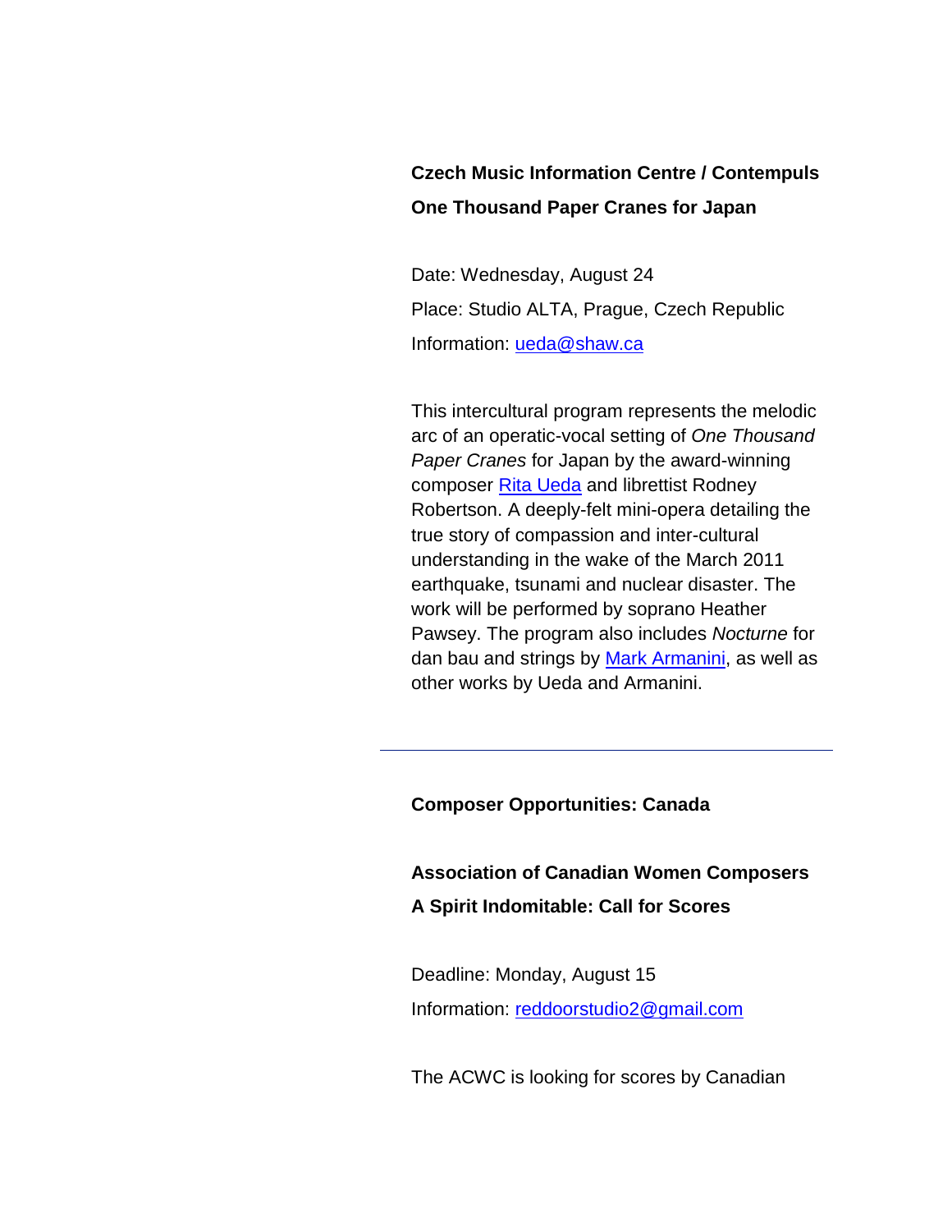**Czech Music Information Centre / Contempuls**

**One Thousand Paper Cranes for Japan**

Date: Wednesday, August 24

Place: Studio ALTA, Prague, Czech Republic

Information: [ueda@shaw.ca](mailto:ueda@shaw.ca)

This intercultural program represents the melodic arc of an operatic-vocal setting of *One Thousand Paper Cranes* for Japan by the award-winning composer [Rita Ueda](#) and librettist Rodney Robertson. A deeply-felt mini-opera detailing the true story of compassion and inter-cultural understanding in the wake of the March 2011 earthquake, tsunami and nuclear disaster. The work will be performed by soprano Heather Pawsey. The program also includes *Nocturne* for dan bau and strings by [Mark Armanini](#), as well as other works by Ueda and Armanini.

---

**Composer Opportunities: Canada**

**Association of Canadian Women Composers**

**A Spirit Indomitable: Call for Scores**

Deadline: Monday, August 15

Information: [reddoorstudio2@gmail.com](mailto:reddoorstudio2@gmail.com)

The ACWC is looking for scores by Canadian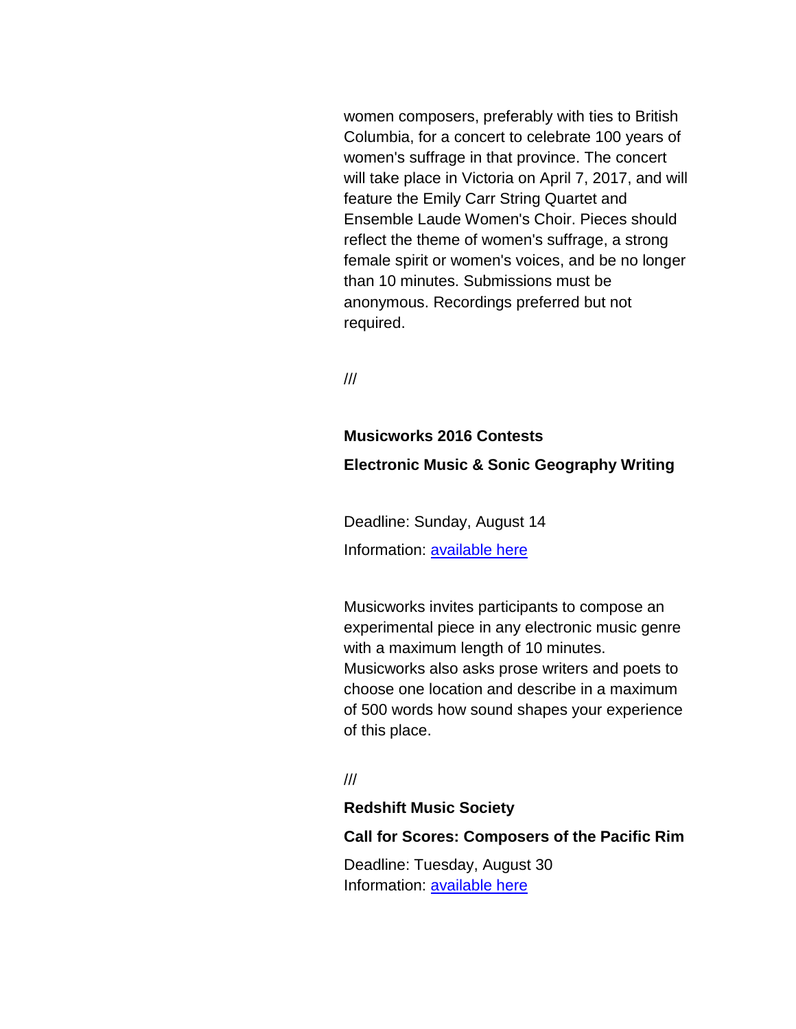women composers, preferably with ties to British Columbia, for a concert to celebrate 100 years of women's suffrage in that province. The concert will take place in Victoria on April 7, 2017, and will feature the Emily Carr String Quartet and Ensemble Laude Women's Choir. Pieces should reflect the theme of women's suffrage, a strong female spirit or women's voices, and be no longer than 10 minutes. Submissions must be anonymous. Recordings preferred but not required.

///

**Musicworks 2016 Contests**

**Electronic Music & Sonic Geography Writing**

Deadline: Sunday, August 14

Information: available here

Musicworks invites participants to compose an experimental piece in any electronic music genre with a maximum length of 10 minutes. Musicworks also asks prose writers and poets to choose one location and describe in a maximum of 500 words how sound shapes your experience of this place.

///

**Redshift Music Society**

**Call for Scores: Composers of the Pacific Rim**

Deadline: Tuesday, August 30
Information: available here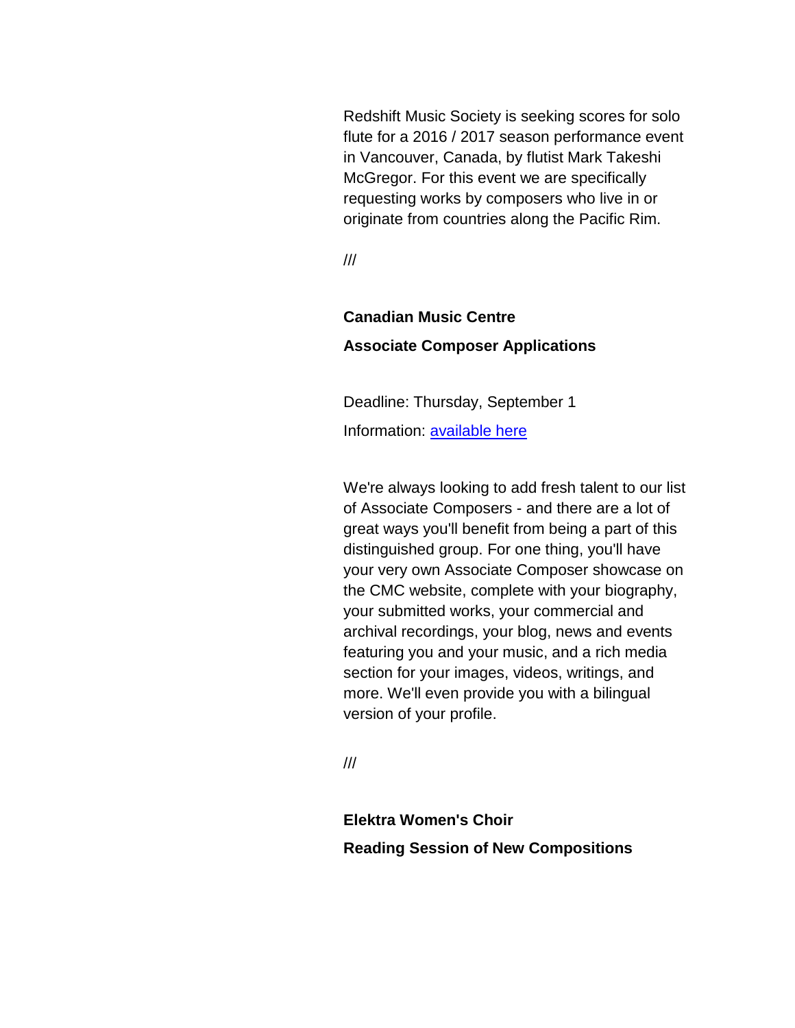Redshift Music Society is seeking scores for solo flute for a 2016 / 2017 season performance event in Vancouver, Canada, by flutist Mark Takeshi McGregor. For this event we are specifically requesting works by composers who live in or originate from countries along the Pacific Rim.

///

**Canadian Music Centre**

**Associate Composer Applications**

Deadline: Thursday, September 1

Information: available here

We're always looking to add fresh talent to our list of Associate Composers - and there are a lot of great ways you'll benefit from being a part of this distinguished group. For one thing, you'll have your very own Associate Composer showcase on the CMC website, complete with your biography, your submitted works, your commercial and archival recordings, your blog, news and events featuring you and your music, and a rich media section for your images, videos, writings, and more. We'll even provide you with a bilingual version of your profile.

///

**Elektra Women's Choir**

**Reading Session of New Compositions**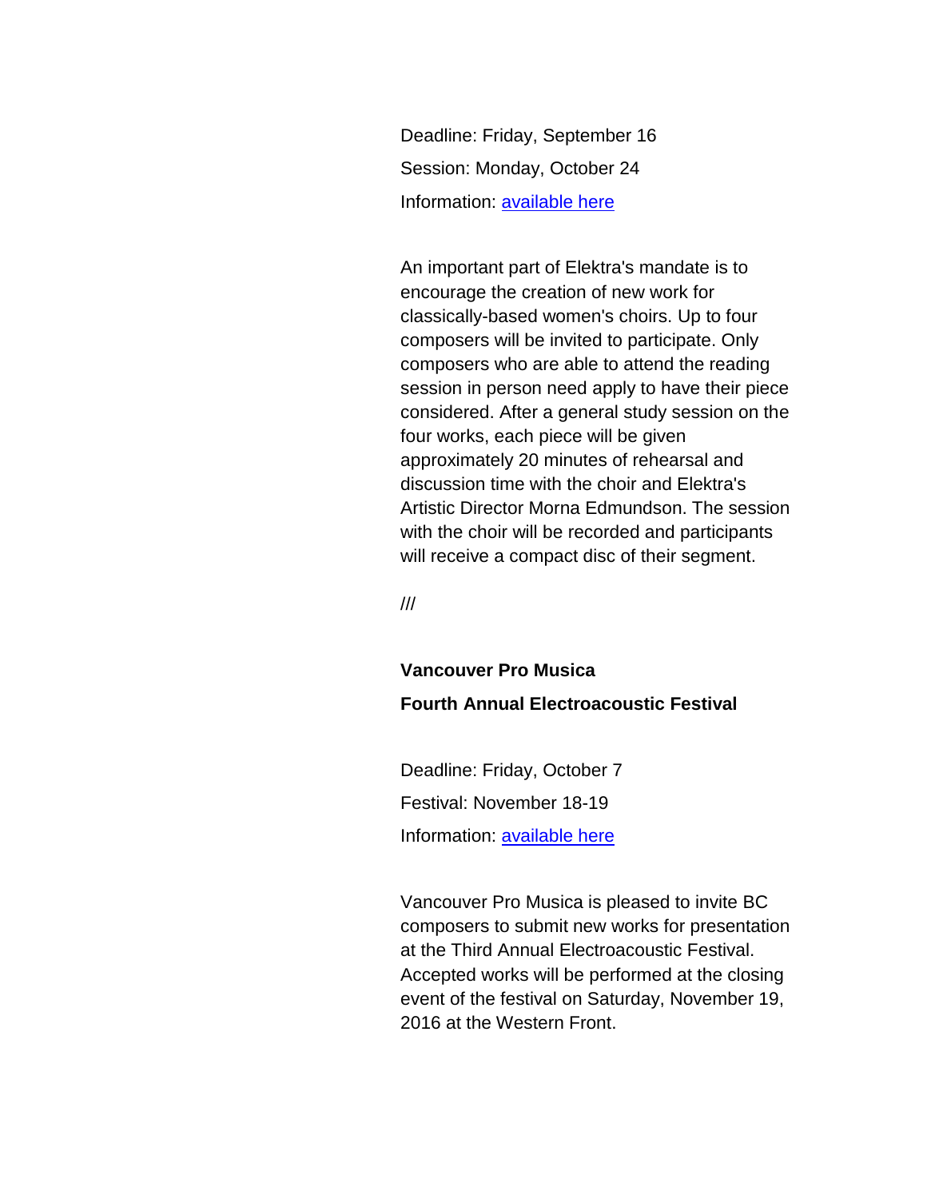Deadline: Friday, September 16

Session: Monday, October 24

Information: available here

An important part of Elektra's mandate is to encourage the creation of new work for classically-based women's choirs. Up to four composers will be invited to participate. Only composers who are able to attend the reading session in person need apply to have their piece considered. After a general study session on the four works, each piece will be given approximately 20 minutes of rehearsal and discussion time with the choir and Elektra's Artistic Director Morna Edmundson. The session with the choir will be recorded and participants will receive a compact disc of their segment.

///

**Vancouver Pro Musica**

**Fourth Annual Electroacoustic Festival**

Deadline: Friday, October 7

Festival: November 18-19

Information: available here

Vancouver Pro Musica is pleased to invite BC composers to submit new works for presentation at the Third Annual Electroacoustic Festival. Accepted works will be performed at the closing event of the festival on Saturday, November 19, 2016 at the Western Front.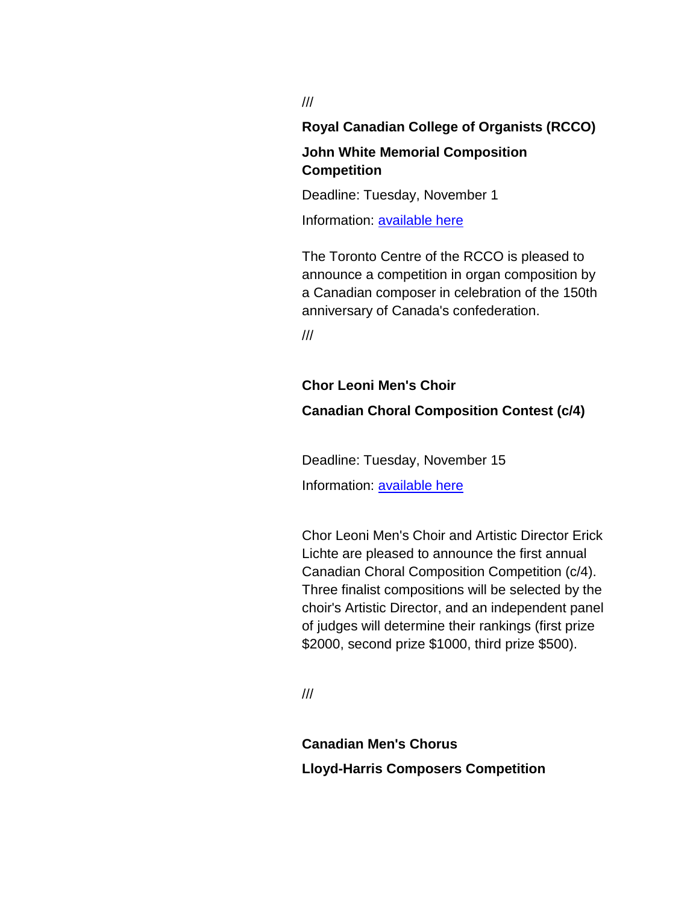///

**Royal Canadian College of Organists (RCCO)**

**John White Memorial Composition Competition**

Deadline: Tuesday, November 1

Information: available here

The Toronto Centre of the RCCO is pleased to announce a competition in organ composition by a Canadian composer in celebration of the 150th anniversary of Canada's confederation.

///

**Chor Leoni Men's Choir**

**Canadian Choral Composition Contest (c/4)**

Deadline: Tuesday, November 15

Information: available here

Chor Leoni Men's Choir and Artistic Director Erick Lichte are pleased to announce the first annual Canadian Choral Composition Competition (c/4). Three finalist compositions will be selected by the choir's Artistic Director, and an independent panel of judges will determine their rankings (first prize $2000, second prize $1000, third prize $500).

///

**Canadian Men's Chorus**

**Lloyd-Harris Composers Competition**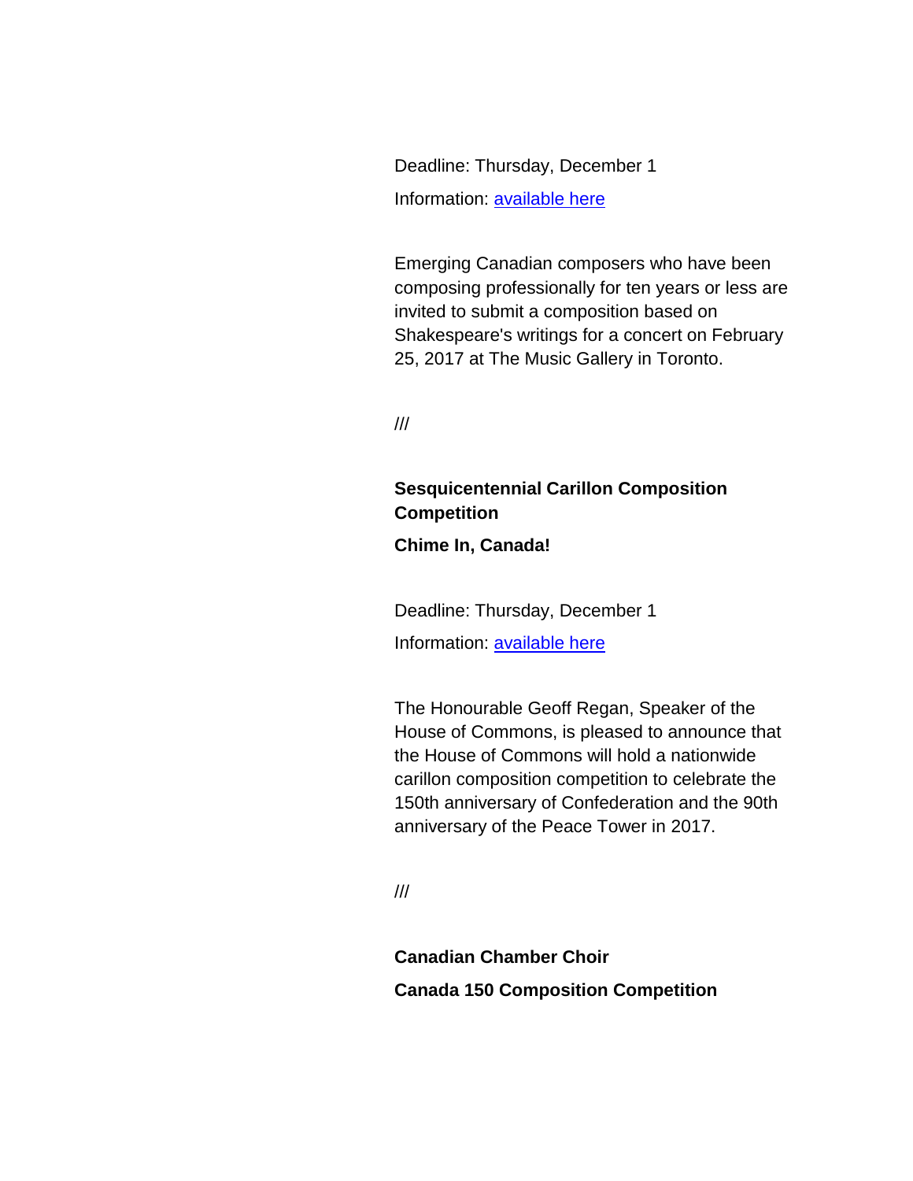Deadline: Thursday, December 1

Information: available here

Emerging Canadian composers who have been composing professionally for ten years or less are invited to submit a composition based on Shakespeare's writings for a concert on February 25, 2017 at The Music Gallery in Toronto.

///

**Sesquicentennial Carillon Composition Competition**

**Chime In, Canada!**

Deadline: Thursday, December 1

Information: available here

The Honourable Geoff Regan, Speaker of the House of Commons, is pleased to announce that the House of Commons will hold a nationwide carillon composition competition to celebrate the 150th anniversary of Confederation and the 90th anniversary of the Peace Tower in 2017.

///

**Canadian Chamber Choir**

**Canada 150 Composition Competition**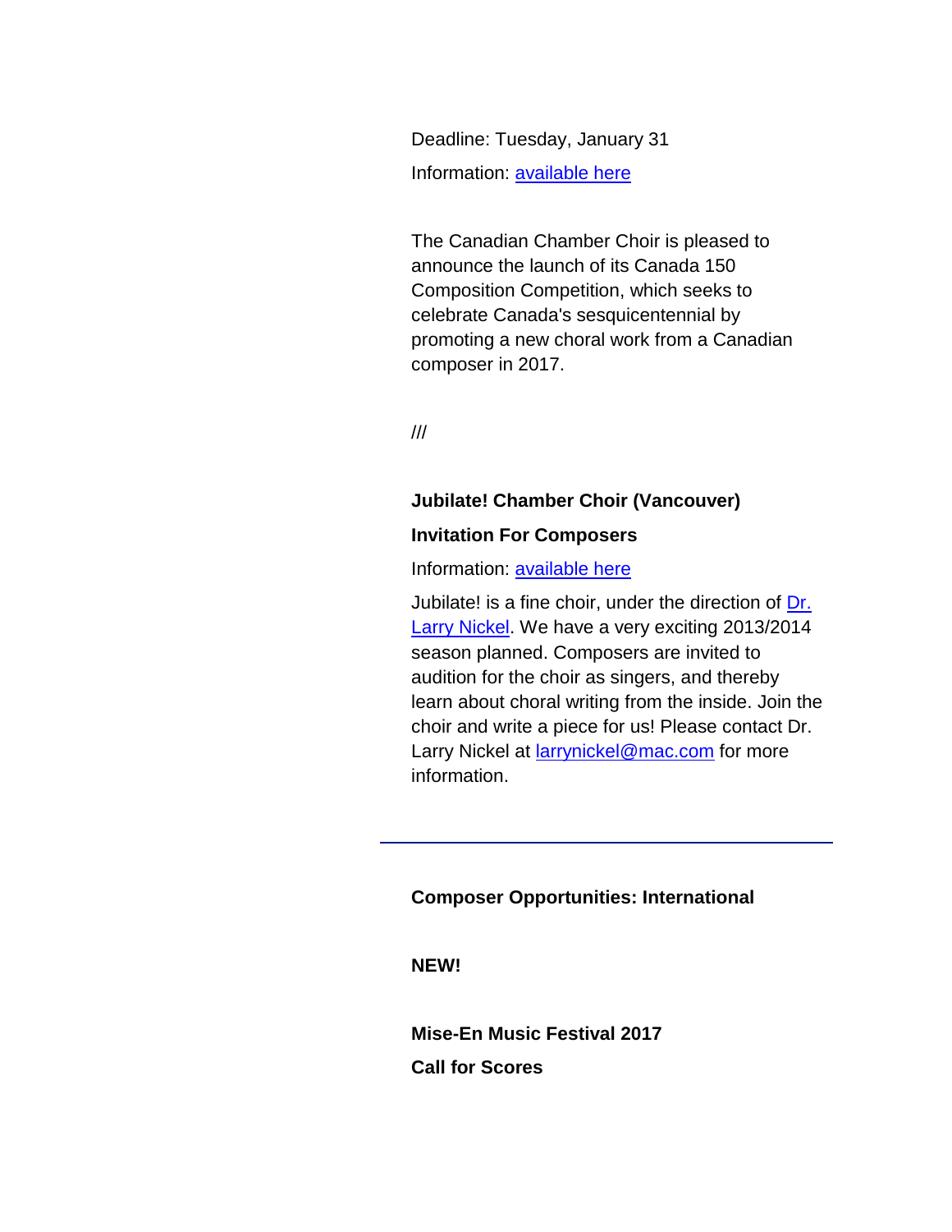Deadline: Tuesday, January 31

Information: available here

The Canadian Chamber Choir is pleased to announce the launch of its Canada 150 Composition Competition, which seeks to celebrate Canada's sesquicentennial by promoting a new choral work from a Canadian composer in 2017.

///

**Jubilate! Chamber Choir (Vancouver)**

**Invitation For Composers**

Information: available here

Jubilate! is a fine choir, under the direction of Dr. Larry Nickel. We have a very exciting 2013/2014 season planned. Composers are invited to audition for the choir as singers, and thereby learn about choral writing from the inside. Join the choir and write a piece for us! Please contact Dr. Larry Nickel at larrynickel@mac.com for more information.

---

**Composer Opportunities: International**

**NEW!**

**Mise-En Music Festival 2017**

**Call for Scores**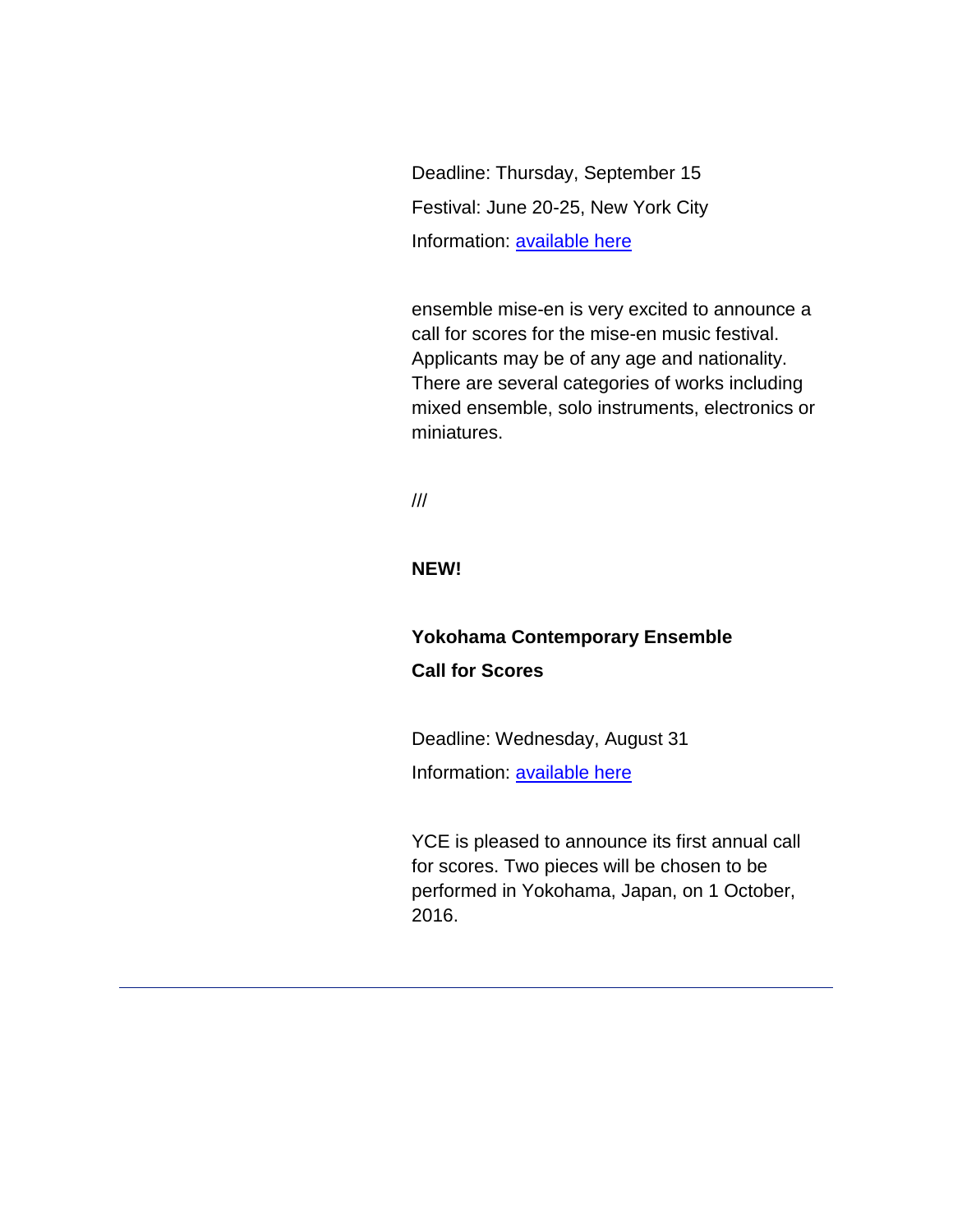Deadline: Thursday, September 15

Festival: June 20-25, New York City

Information: [available here]

ensemble mise-en is very excited to announce a call for scores for the mise-en music festival. Applicants may be of any age and nationality. There are several categories of works including mixed ensemble, solo instruments, electronics or miniatures.

///

**NEW!**

**Yokohama Contemporary Ensemble**
**Call for Scores**

Deadline: Wednesday, August 31

Information: [available here]

YCE is pleased to announce its first annual call for scores. Two pieces will be chosen to be performed in Yokohama, Japan, on 1 October, 2016.

---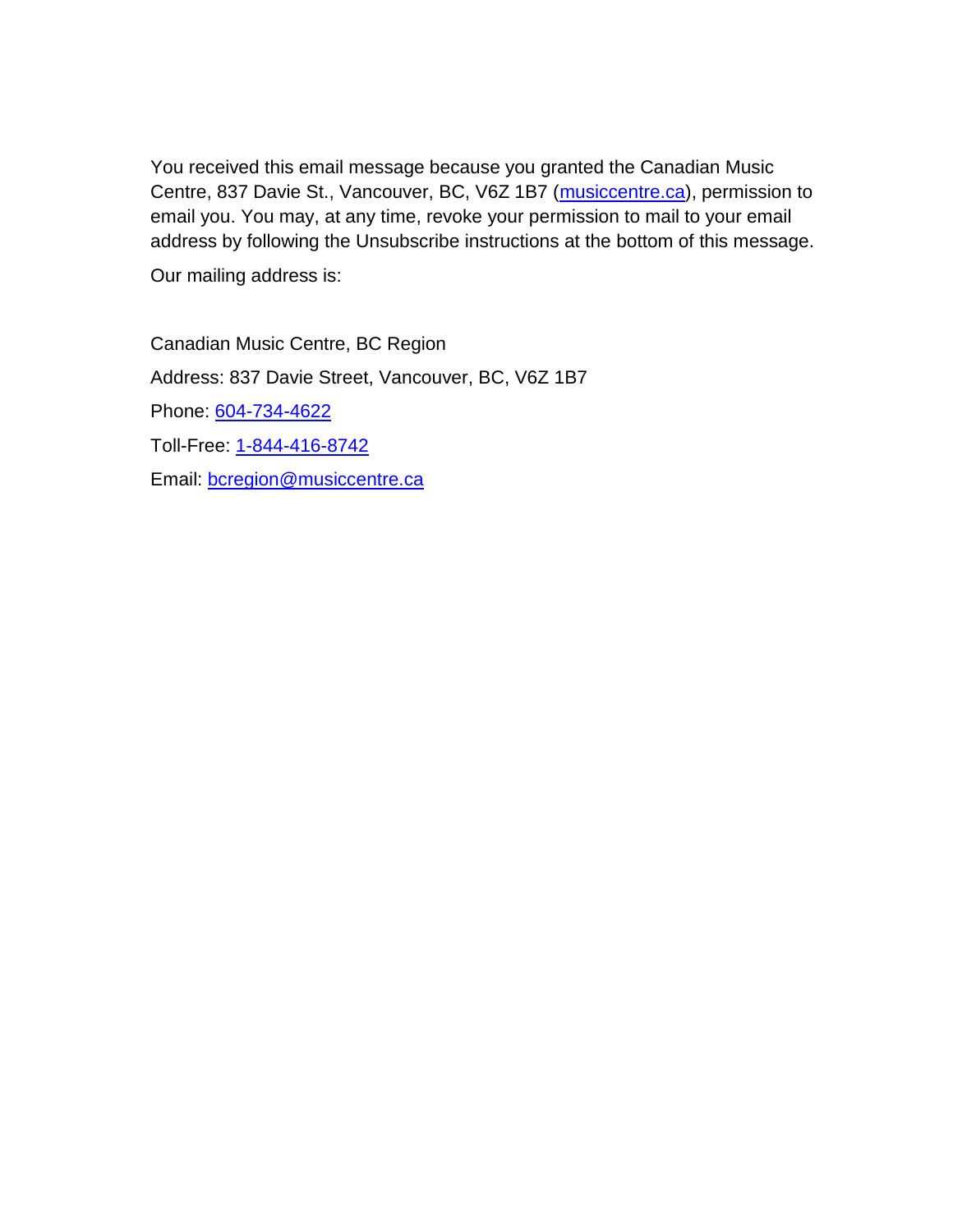You received this email message because you granted the Canadian Music Centre, 837 Davie St., Vancouver, BC, V6Z 1B7 (musiccentre.ca), permission to email you. You may, at any time, revoke your permission to mail to your email address by following the Unsubscribe instructions at the bottom of this message.

Our mailing address is:

Canadian Music Centre, BC Region

Address: 837 Davie Street, Vancouver, BC, V6Z 1B7

Phone: 604-734-4622

Toll-Free: 1-844-416-8742

Email: bcregion@musiccentre.ca